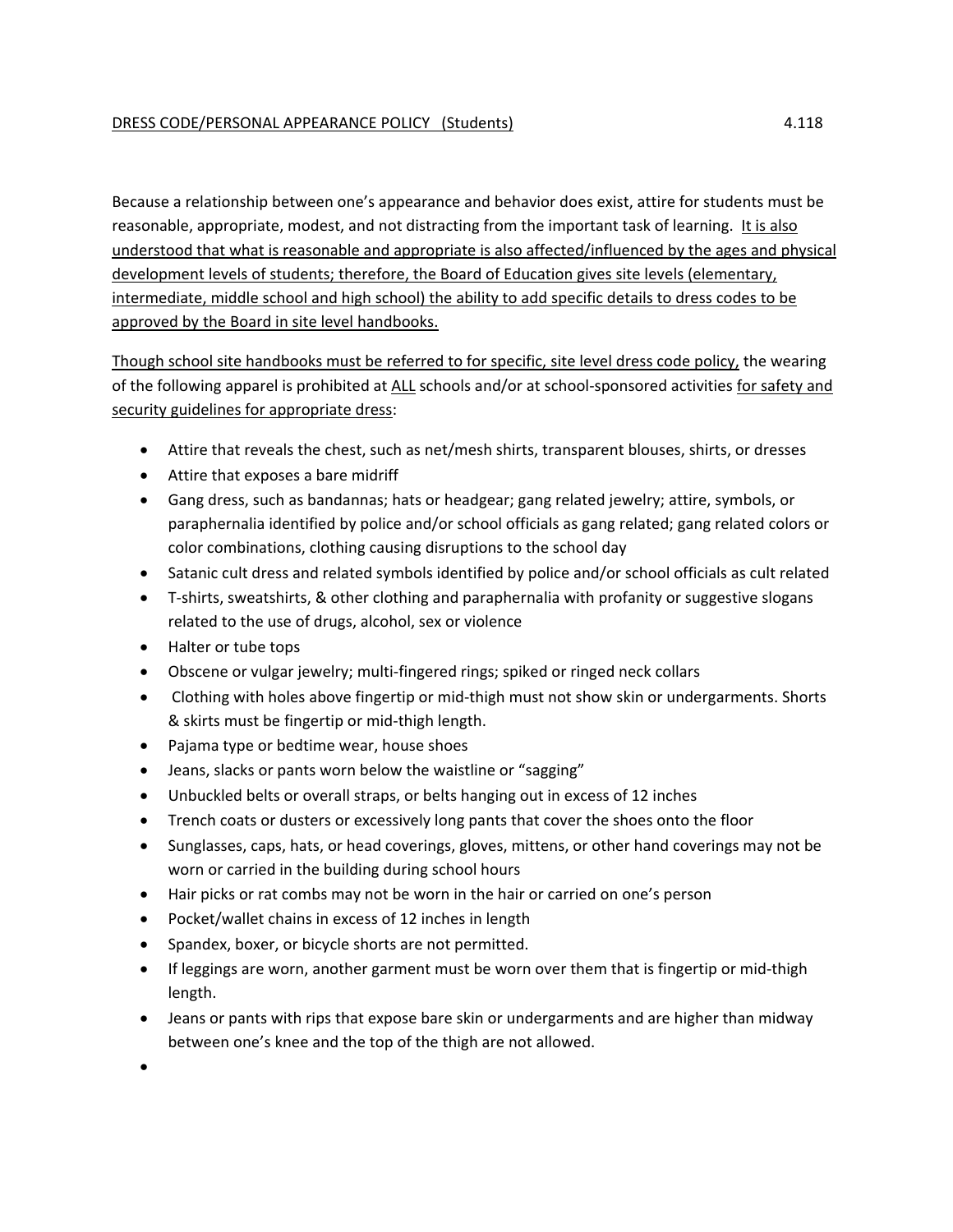DRESS CODE/PERSONAL APPEARANCE POLICY (Students) 4.118

Because a relationship between one's appearance and behavior does exist, attire for students must be reasonable, appropriate, modest, and not distracting from the important task of learning. It is also understood that what is reasonable and appropriate is also affected/influenced by the ages and physical development levels of students; therefore, the Board of Education gives site levels (elementary, intermediate, middle school and high school) the ability to add specific details to dress codes to be approved by the Board in site level handbooks.

Though school site handbooks must be referred to for specific, site level dress code policy, the wearing of the following apparel is prohibited at ALL schools and/or at school-sponsored activities for safety and security guidelines for appropriate dress:

- Attire that reveals the chest, such as net/mesh shirts, transparent blouses, shirts, or dresses
- Attire that exposes a bare midriff
- Gang dress, such as bandannas; hats or headgear; gang related jewelry; attire, symbols, or paraphernalia identified by police and/or school officials as gang related; gang related colors or color combinations, clothing causing disruptions to the school day
- Satanic cult dress and related symbols identified by police and/or school officials as cult related
- T-shirts, sweatshirts, & other clothing and paraphernalia with profanity or suggestive slogans related to the use of drugs, alcohol, sex or violence
- Halter or tube tops
- Obscene or vulgar jewelry; multi-fingered rings; spiked or ringed neck collars
- Clothing with holes above fingertip or mid-thigh must not show skin or undergarments. Shorts & skirts must be fingertip or mid-thigh length.
- Pajama type or bedtime wear, house shoes
- Jeans, slacks or pants worn below the waistline or "sagging"
- Unbuckled belts or overall straps, or belts hanging out in excess of 12 inches
- Trench coats or dusters or excessively long pants that cover the shoes onto the floor
- Sunglasses, caps, hats, or head coverings, gloves, mittens, or other hand coverings may not be worn or carried in the building during school hours
- Hair picks or rat combs may not be worn in the hair or carried on one's person
- Pocket/wallet chains in excess of 12 inches in length
- Spandex, boxer, or bicycle shorts are not permitted.
- If leggings are worn, another garment must be worn over them that is fingertip or mid-thigh length.
- Jeans or pants with rips that expose bare skin or undergarments and are higher than midway between one's knee and the top of the thigh are not allowed.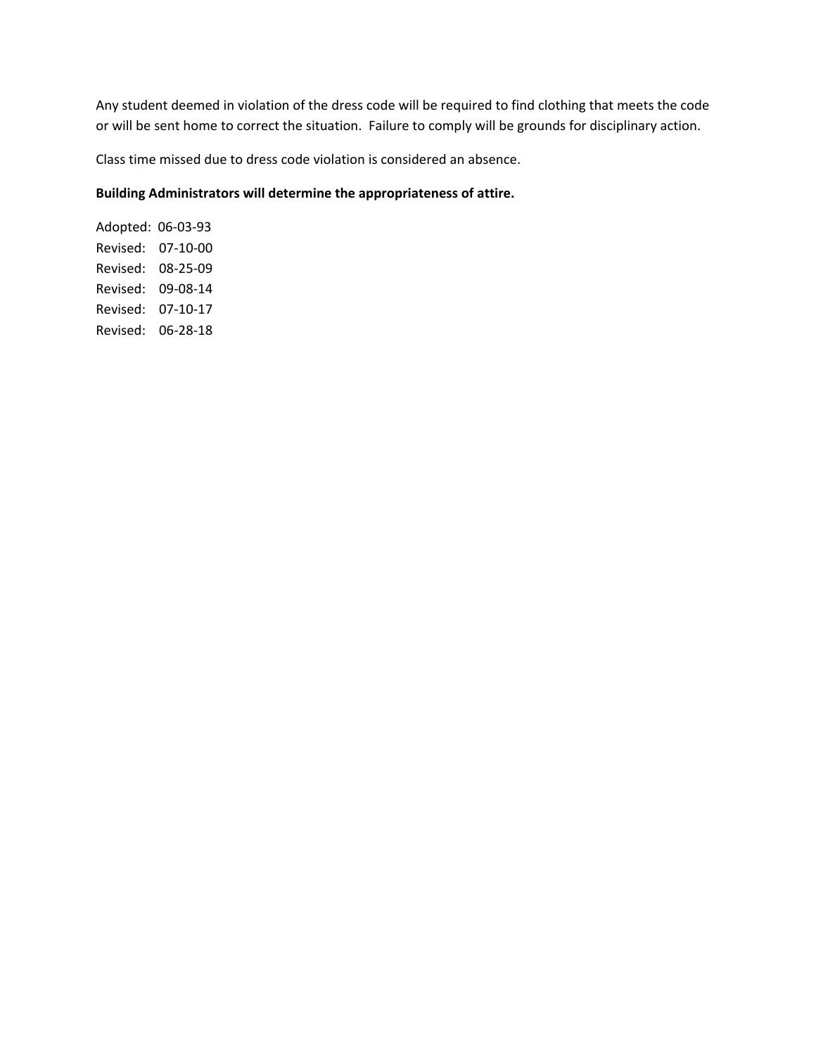Any student deemed in violation of the dress code will be required to find clothing that meets the code or will be sent home to correct the situation. Failure to comply will be grounds for disciplinary action.

Class time missed due to dress code violation is considered an absence.

**Building Administrators will determine the appropriateness of attire.**

Adopted: 06-03-93
Revised: 07-10-00
Revised: 08-25-09
Revised: 09-08-14
Revised: 07-10-17
Revised: 06-28-18